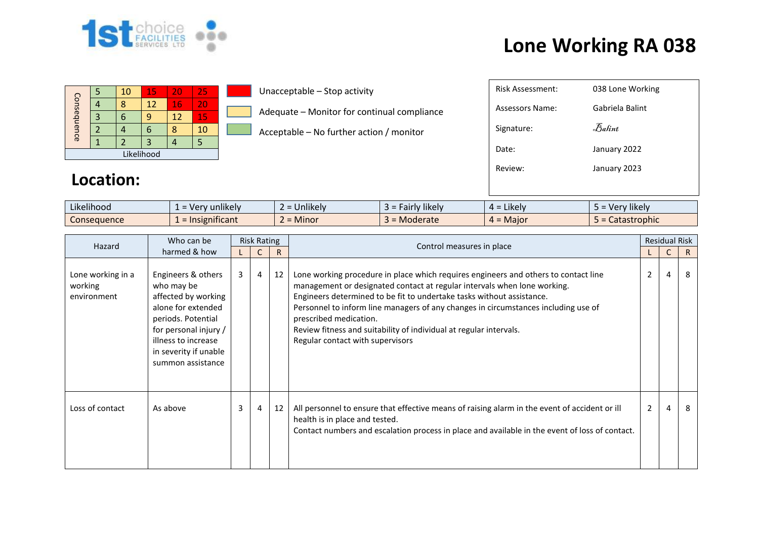# Lone Working RA 038

| Consequence | | | | | |
|---|---|---|---|---|---|
| 5 | 5 | 10 | 15 | 20 | 25 |
| 4 | 4 | 8 | 12 | 16 | 20 |
| 3 | 3 | 6 | 9 | 12 | 15 |
| 2 | 2 | 4 | 6 | 8 | 10 |
| 1 | 1 | 2 | 3 | 4 | 5 |
| | Likelihood | | | | |

Unacceptable – Stop activity

Adequate – Monitor for continual compliance

Acceptable – No further action / monitor

| | |
|---|---|
| Risk Assessment: | 038 Lone Working |
| Assessors Name: | Gabriela Balint |
| Signature: | Balint |
| Date: | January 2022 |
| Review: | January 2023 |

## Location:

| | | | | | |
|---|---|---|---|---|---|
| Likelihood | 1 = Very unlikely | 2 = Unlikely | 3 = Fairly likely | 4 = Likely | 5 = Very likely |
| Consequence | 1 = Insignificant | 2 = Minor | 3 = Moderate | 4 = Major | 5 = Catastrophic |

| Hazard | Who can be harmed & how | Risk Rating | | | Control measures in place | Residual Risk | | |
|---|---|---|---|---|---|---|---|---|
| | | L | C | R | | L | C | R |
| Lone working in a working environment | Engineers & others who may be affected by working alone for extended periods. Potential for personal injury / illness to increase in severity if unable summon assistance | 3 | 4 | 12 | Lone working procedure in place which requires engineers and others to contact line management or designated contact at regular intervals when lone working.<br>Engineers determined to be fit to undertake tasks without assistance.<br>Personnel to inform line managers of any changes in circumstances including use of prescribed medication.<br>Review fitness and suitability of individual at regular intervals.<br>Regular contact with supervisors | 2 | 4 | 8 |
| Loss of contact | As above | 3 | 4 | 12 | All personnel to ensure that effective means of raising alarm in the event of accident or ill health is in place and tested.<br>Contact numbers and escalation process in place and available in the event of loss of contact. | 2 | 4 | 8 |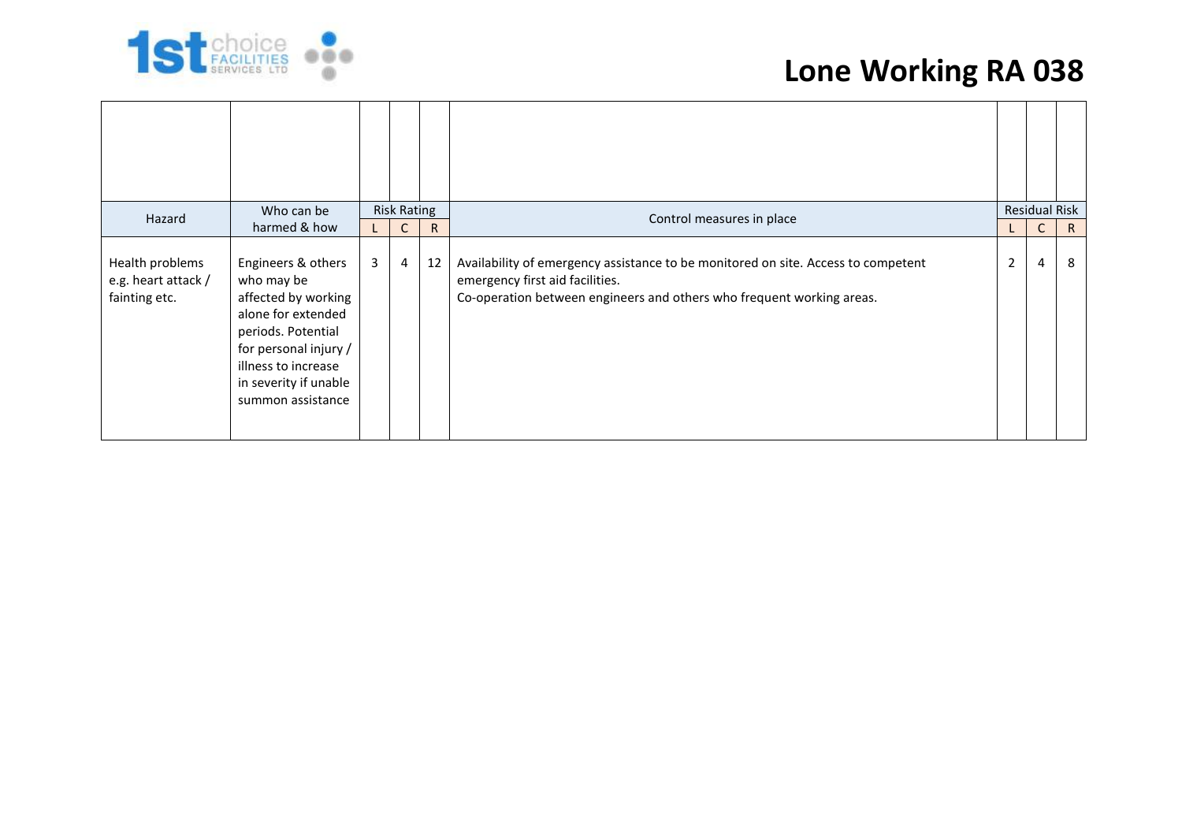# Lone Working RA 038

| Hazard | Who can be harmed & how | Risk Rating | | | Control measures in place | Residual Risk | | |
|---|---|---|---|---|---|---|---|---|
| | | L | C | R | | L | C | R |
| | | | | | | | | |
| Health problems e.g. heart attack / fainting etc. | Engineers & others who may be affected by working alone for extended periods. Potential for personal injury / illness to increase in severity if unable summon assistance | 3 | 4 | 12 | Availability of emergency assistance to be monitored on site. Access to competent emergency first aid facilities.<br>Co-operation between engineers and others who frequent working areas. | 2 | 4 | 8 |